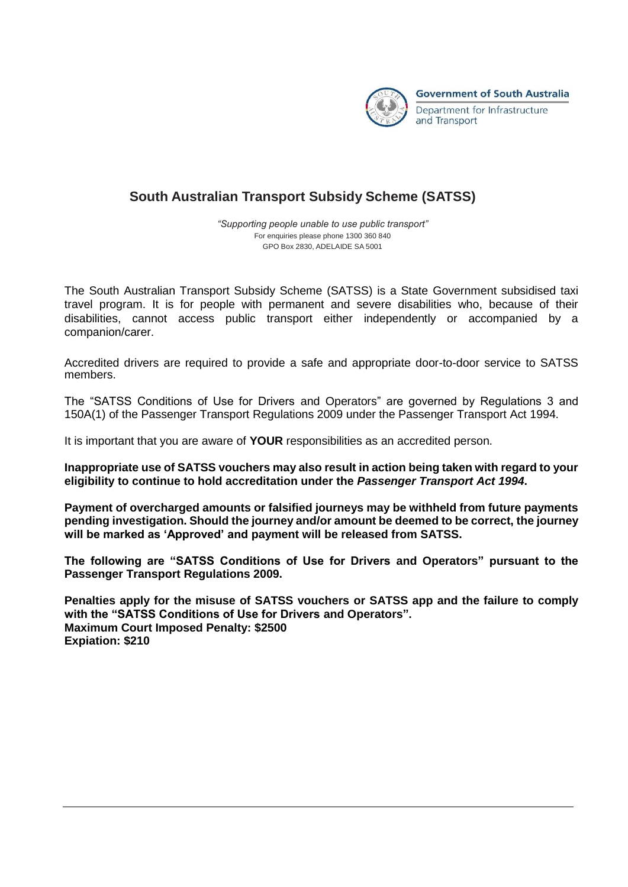Government of South Australia
Department for Infrastructure and Transport

# South Australian Transport Subsidy Scheme (SATSS)

*"Supporting people unable to use public transport"*
For enquiries please phone 1300 360 840
GPO Box 2830, ADELAIDE SA 5001

The South Australian Transport Subsidy Scheme (SATSS) is a State Government subsidised taxi travel program. It is for people with permanent and severe disabilities who, because of their disabilities, cannot access public transport either independently or accompanied by a companion/carer.

Accredited drivers are required to provide a safe and appropriate door-to-door service to SATSS members.

The "SATSS Conditions of Use for Drivers and Operators" are governed by Regulations 3 and 150A(1) of the Passenger Transport Regulations 2009 under the Passenger Transport Act 1994.

It is important that you are aware of **YOUR** responsibilities as an accredited person.

**Inappropriate use of SATSS vouchers may also result in action being taken with regard to your eligibility to continue to hold accreditation under the *Passenger Transport Act 1994*.**

**Payment of overcharged amounts or falsified journeys may be withheld from future payments pending investigation. Should the journey and/or amount be deemed to be correct, the journey will be marked as 'Approved' and payment will be released from SATSS.**

**The following are "SATSS Conditions of Use for Drivers and Operators" pursuant to the Passenger Transport Regulations 2009.**

**Penalties apply for the misuse of SATSS vouchers or SATSS app and the failure to comply with the "SATSS Conditions of Use for Drivers and Operators".**
**Maximum Court Imposed Penalty: $2500**
**Expiation: $210**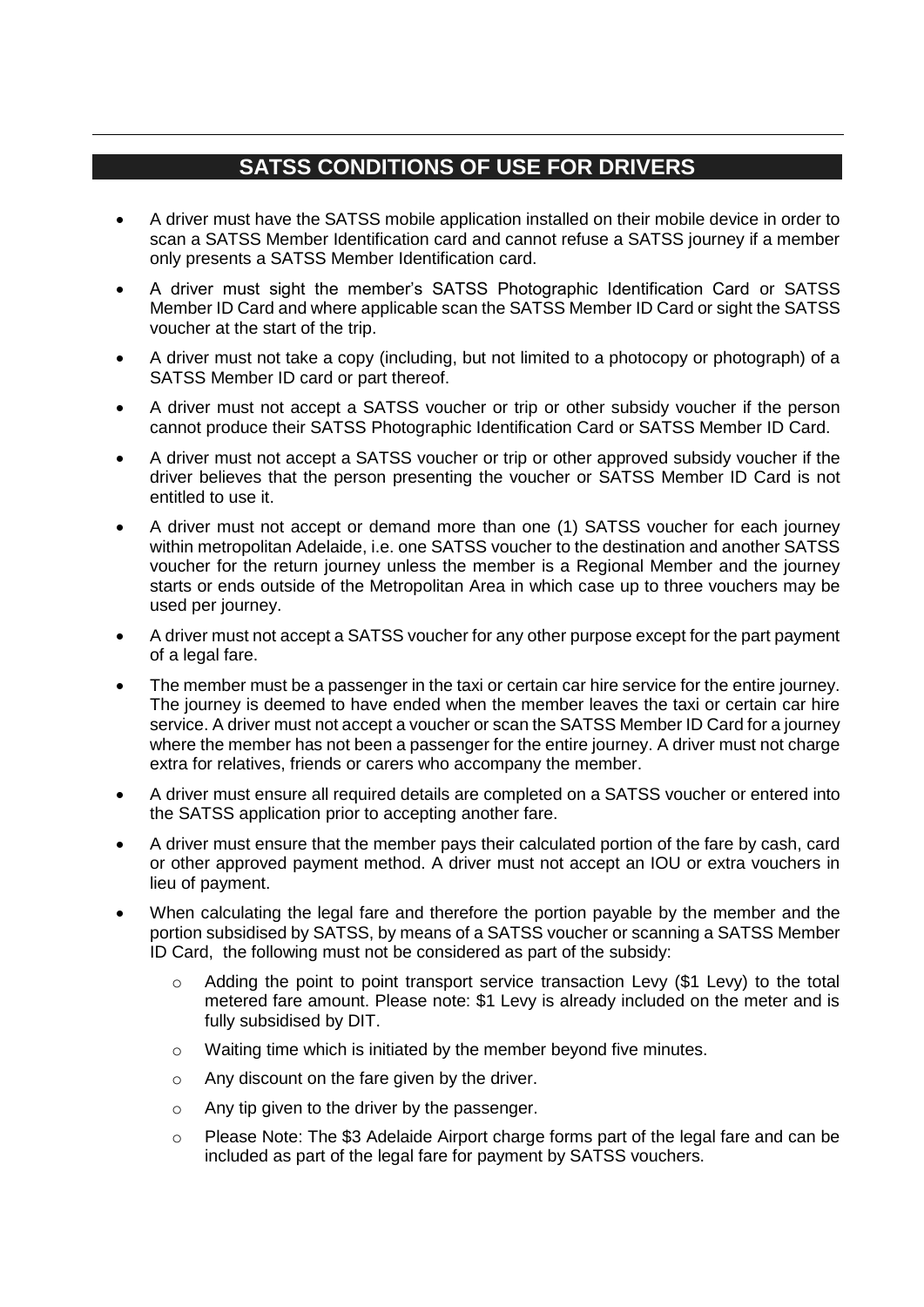## SATSS CONDITIONS OF USE FOR DRIVERS

- A driver must have the SATSS mobile application installed on their mobile device in order to scan a SATSS Member Identification card and cannot refuse a SATSS journey if a member only presents a SATSS Member Identification card.
- A driver must sight the member's SATSS Photographic Identification Card or SATSS Member ID Card and where applicable scan the SATSS Member ID Card or sight the SATSS voucher at the start of the trip.
- A driver must not take a copy (including, but not limited to a photocopy or photograph) of a SATSS Member ID card or part thereof.
- A driver must not accept a SATSS voucher or trip or other subsidy voucher if the person cannot produce their SATSS Photographic Identification Card or SATSS Member ID Card.
- A driver must not accept a SATSS voucher or trip or other approved subsidy voucher if the driver believes that the person presenting the voucher or SATSS Member ID Card is not entitled to use it.
- A driver must not accept or demand more than one (1) SATSS voucher for each journey within metropolitan Adelaide, i.e. one SATSS voucher to the destination and another SATSS voucher for the return journey unless the member is a Regional Member and the journey starts or ends outside of the Metropolitan Area in which case up to three vouchers may be used per journey.
- A driver must not accept a SATSS voucher for any other purpose except for the part payment of a legal fare.
- The member must be a passenger in the taxi or certain car hire service for the entire journey. The journey is deemed to have ended when the member leaves the taxi or certain car hire service. A driver must not accept a voucher or scan the SATSS Member ID Card for a journey where the member has not been a passenger for the entire journey. A driver must not charge extra for relatives, friends or carers who accompany the member.
- A driver must ensure all required details are completed on a SATSS voucher or entered into the SATSS application prior to accepting another fare.
- A driver must ensure that the member pays their calculated portion of the fare by cash, card or other approved payment method. A driver must not accept an IOU or extra vouchers in lieu of payment.
- When calculating the legal fare and therefore the portion payable by the member and the portion subsidised by SATSS, by means of a SATSS voucher or scanning a SATSS Member ID Card, the following must not be considered as part of the subsidy:
  - Adding the point to point transport service transaction Levy ($1 Levy) to the total metered fare amount. Please note: $1 Levy is already included on the meter and is fully subsidised by DIT.
  - Waiting time which is initiated by the member beyond five minutes.
  - Any discount on the fare given by the driver.
  - Any tip given to the driver by the passenger.
  - Please Note: The $3 Adelaide Airport charge forms part of the legal fare and can be included as part of the legal fare for payment by SATSS vouchers.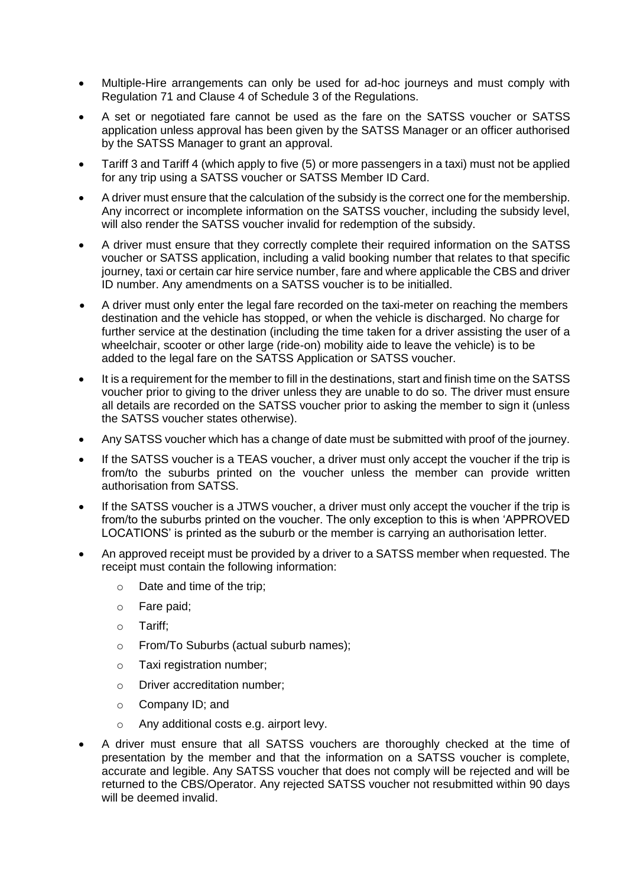- Multiple-Hire arrangements can only be used for ad-hoc journeys and must comply with Regulation 71 and Clause 4 of Schedule 3 of the Regulations.
- A set or negotiated fare cannot be used as the fare on the SATSS voucher or SATSS application unless approval has been given by the SATSS Manager or an officer authorised by the SATSS Manager to grant an approval.
- Tariff 3 and Tariff 4 (which apply to five (5) or more passengers in a taxi) must not be applied for any trip using a SATSS voucher or SATSS Member ID Card.
- A driver must ensure that the calculation of the subsidy is the correct one for the membership. Any incorrect or incomplete information on the SATSS voucher, including the subsidy level, will also render the SATSS voucher invalid for redemption of the subsidy.
- A driver must ensure that they correctly complete their required information on the SATSS voucher or SATSS application, including a valid booking number that relates to that specific journey, taxi or certain car hire service number, fare and where applicable the CBS and driver ID number. Any amendments on a SATSS voucher is to be initialled.
- A driver must only enter the legal fare recorded on the taxi-meter on reaching the members destination and the vehicle has stopped, or when the vehicle is discharged. No charge for further service at the destination (including the time taken for a driver assisting the user of a wheelchair, scooter or other large (ride-on) mobility aide to leave the vehicle) is to be added to the legal fare on the SATSS Application or SATSS voucher.
- It is a requirement for the member to fill in the destinations, start and finish time on the SATSS voucher prior to giving to the driver unless they are unable to do so. The driver must ensure all details are recorded on the SATSS voucher prior to asking the member to sign it (unless the SATSS voucher states otherwise).
- Any SATSS voucher which has a change of date must be submitted with proof of the journey.
- If the SATSS voucher is a TEAS voucher, a driver must only accept the voucher if the trip is from/to the suburbs printed on the voucher unless the member can provide written authorisation from SATSS.
- If the SATSS voucher is a JTWS voucher, a driver must only accept the voucher if the trip is from/to the suburbs printed on the voucher. The only exception to this is when 'APPROVED LOCATIONS' is printed as the suburb or the member is carrying an authorisation letter.
- An approved receipt must be provided by a driver to a SATSS member when requested. The receipt must contain the following information:
    - Date and time of the trip;
    - Fare paid;
    - Tariff;
    - From/To Suburbs (actual suburb names);
    - Taxi registration number;
    - Driver accreditation number;
    - Company ID; and
    - Any additional costs e.g. airport levy.
- A driver must ensure that all SATSS vouchers are thoroughly checked at the time of presentation by the member and that the information on a SATSS voucher is complete, accurate and legible. Any SATSS voucher that does not comply will be rejected and will be returned to the CBS/Operator. Any rejected SATSS voucher not resubmitted within 90 days will be deemed invalid.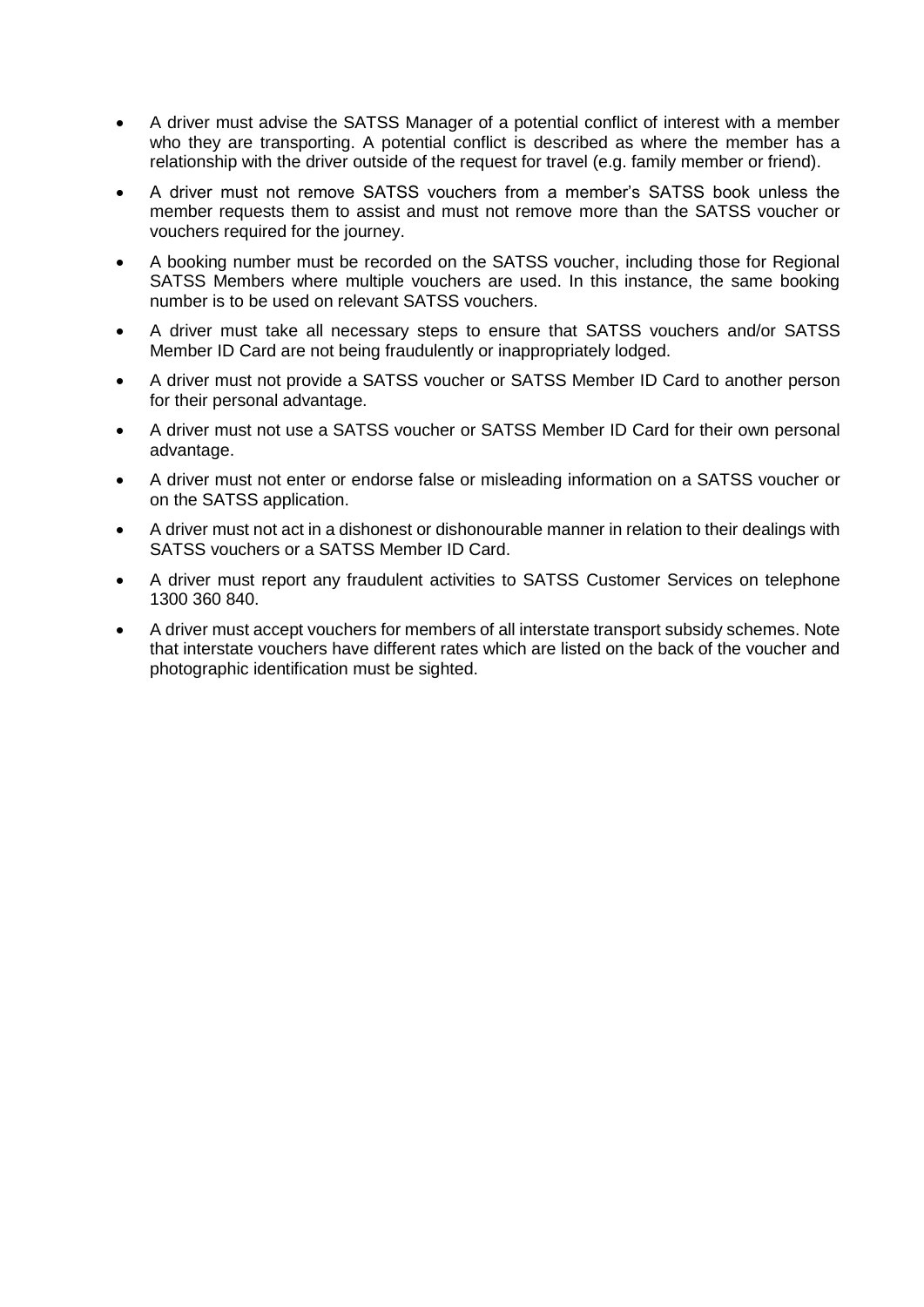- A driver must advise the SATSS Manager of a potential conflict of interest with a member who they are transporting. A potential conflict is described as where the member has a relationship with the driver outside of the request for travel (e.g. family member or friend).
- A driver must not remove SATSS vouchers from a member's SATSS book unless the member requests them to assist and must not remove more than the SATSS voucher or vouchers required for the journey.
- A booking number must be recorded on the SATSS voucher, including those for Regional SATSS Members where multiple vouchers are used. In this instance, the same booking number is to be used on relevant SATSS vouchers.
- A driver must take all necessary steps to ensure that SATSS vouchers and/or SATSS Member ID Card are not being fraudulently or inappropriately lodged.
- A driver must not provide a SATSS voucher or SATSS Member ID Card to another person for their personal advantage.
- A driver must not use a SATSS voucher or SATSS Member ID Card for their own personal advantage.
- A driver must not enter or endorse false or misleading information on a SATSS voucher or on the SATSS application.
- A driver must not act in a dishonest or dishonourable manner in relation to their dealings with SATSS vouchers or a SATSS Member ID Card.
- A driver must report any fraudulent activities to SATSS Customer Services on telephone 1300 360 840.
- A driver must accept vouchers for members of all interstate transport subsidy schemes. Note that interstate vouchers have different rates which are listed on the back of the voucher and photographic identification must be sighted.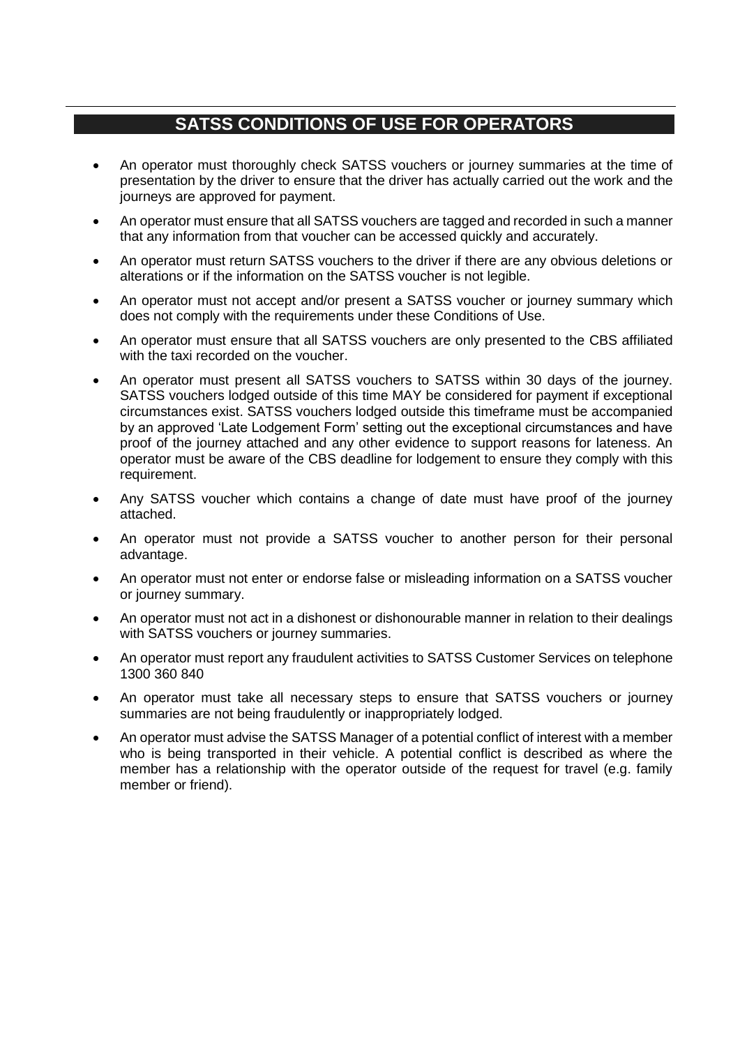## SATSS CONDITIONS OF USE FOR OPERATORS

- An operator must thoroughly check SATSS vouchers or journey summaries at the time of presentation by the driver to ensure that the driver has actually carried out the work and the journeys are approved for payment.
- An operator must ensure that all SATSS vouchers are tagged and recorded in such a manner that any information from that voucher can be accessed quickly and accurately.
- An operator must return SATSS vouchers to the driver if there are any obvious deletions or alterations or if the information on the SATSS voucher is not legible.
- An operator must not accept and/or present a SATSS voucher or journey summary which does not comply with the requirements under these Conditions of Use.
- An operator must ensure that all SATSS vouchers are only presented to the CBS affiliated with the taxi recorded on the voucher.
- An operator must present all SATSS vouchers to SATSS within 30 days of the journey. SATSS vouchers lodged outside of this time MAY be considered for payment if exceptional circumstances exist. SATSS vouchers lodged outside this timeframe must be accompanied by an approved 'Late Lodgement Form' setting out the exceptional circumstances and have proof of the journey attached and any other evidence to support reasons for lateness. An operator must be aware of the CBS deadline for lodgement to ensure they comply with this requirement.
- Any SATSS voucher which contains a change of date must have proof of the journey attached.
- An operator must not provide a SATSS voucher to another person for their personal advantage.
- An operator must not enter or endorse false or misleading information on a SATSS voucher or journey summary.
- An operator must not act in a dishonest or dishonourable manner in relation to their dealings with SATSS vouchers or journey summaries.
- An operator must report any fraudulent activities to SATSS Customer Services on telephone 1300 360 840
- An operator must take all necessary steps to ensure that SATSS vouchers or journey summaries are not being fraudulently or inappropriately lodged.
- An operator must advise the SATSS Manager of a potential conflict of interest with a member who is being transported in their vehicle. A potential conflict is described as where the member has a relationship with the operator outside of the request for travel (e.g. family member or friend).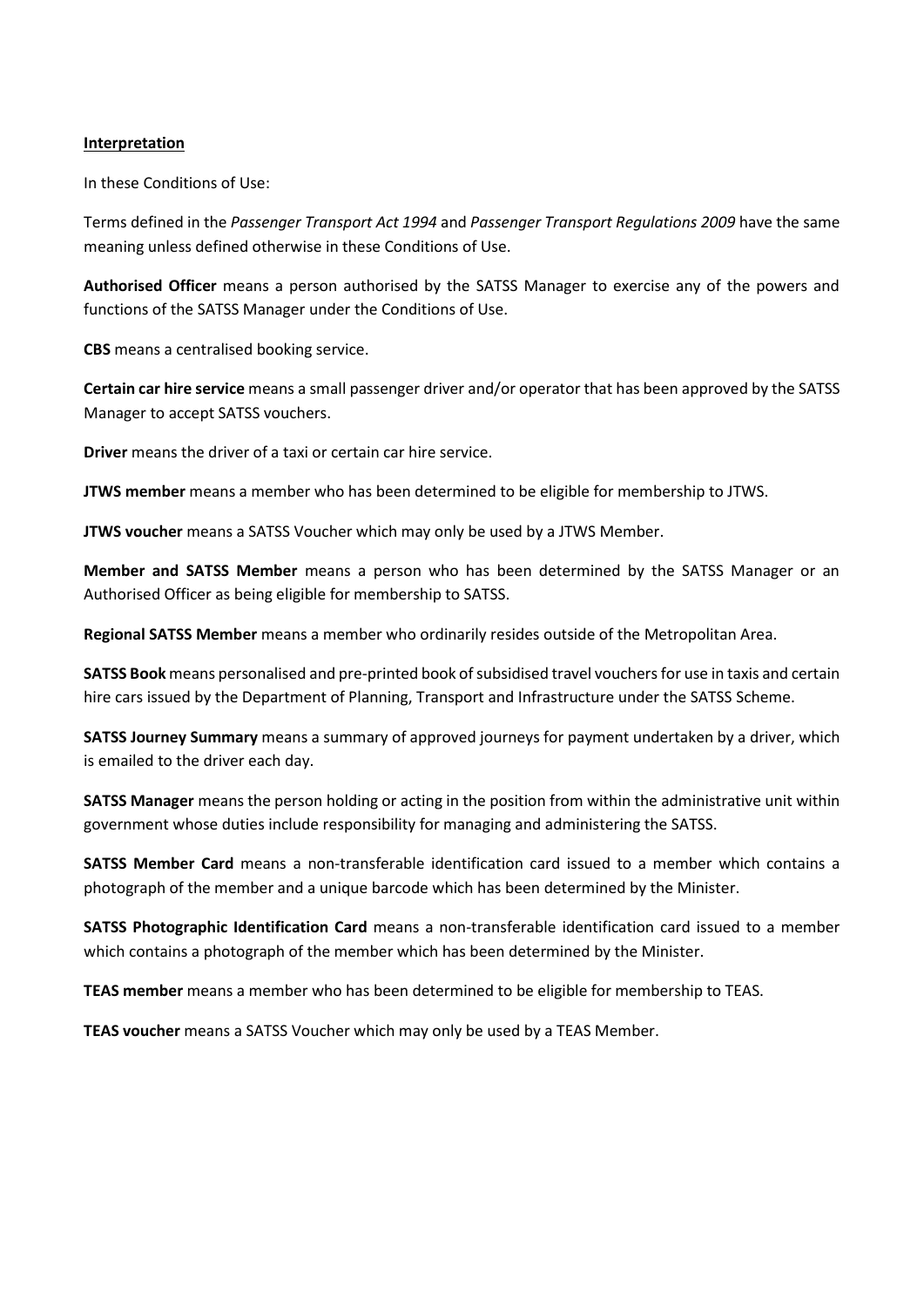**Interpretation**

In these Conditions of Use:

Terms defined in the *Passenger Transport Act 1994* and *Passenger Transport Regulations 2009* have the same meaning unless defined otherwise in these Conditions of Use.

**Authorised Officer** means a person authorised by the SATSS Manager to exercise any of the powers and functions of the SATSS Manager under the Conditions of Use.

**CBS** means a centralised booking service.

**Certain car hire service** means a small passenger driver and/or operator that has been approved by the SATSS Manager to accept SATSS vouchers.

**Driver** means the driver of a taxi or certain car hire service.

**JTWS member** means a member who has been determined to be eligible for membership to JTWS.

**JTWS voucher** means a SATSS Voucher which may only be used by a JTWS Member.

**Member and SATSS Member** means a person who has been determined by the SATSS Manager or an Authorised Officer as being eligible for membership to SATSS.

**Regional SATSS Member** means a member who ordinarily resides outside of the Metropolitan Area.

**SATSS Book** means personalised and pre-printed book of subsidised travel vouchers for use in taxis and certain hire cars issued by the Department of Planning, Transport and Infrastructure under the SATSS Scheme.

**SATSS Journey Summary** means a summary of approved journeys for payment undertaken by a driver, which is emailed to the driver each day.

**SATSS Manager** means the person holding or acting in the position from within the administrative unit within government whose duties include responsibility for managing and administering the SATSS.

**SATSS Member Card** means a non-transferable identification card issued to a member which contains a photograph of the member and a unique barcode which has been determined by the Minister.

**SATSS Photographic Identification Card** means a non-transferable identification card issued to a member which contains a photograph of the member which has been determined by the Minister.

**TEAS member** means a member who has been determined to be eligible for membership to TEAS.

**TEAS voucher** means a SATSS Voucher which may only be used by a TEAS Member.